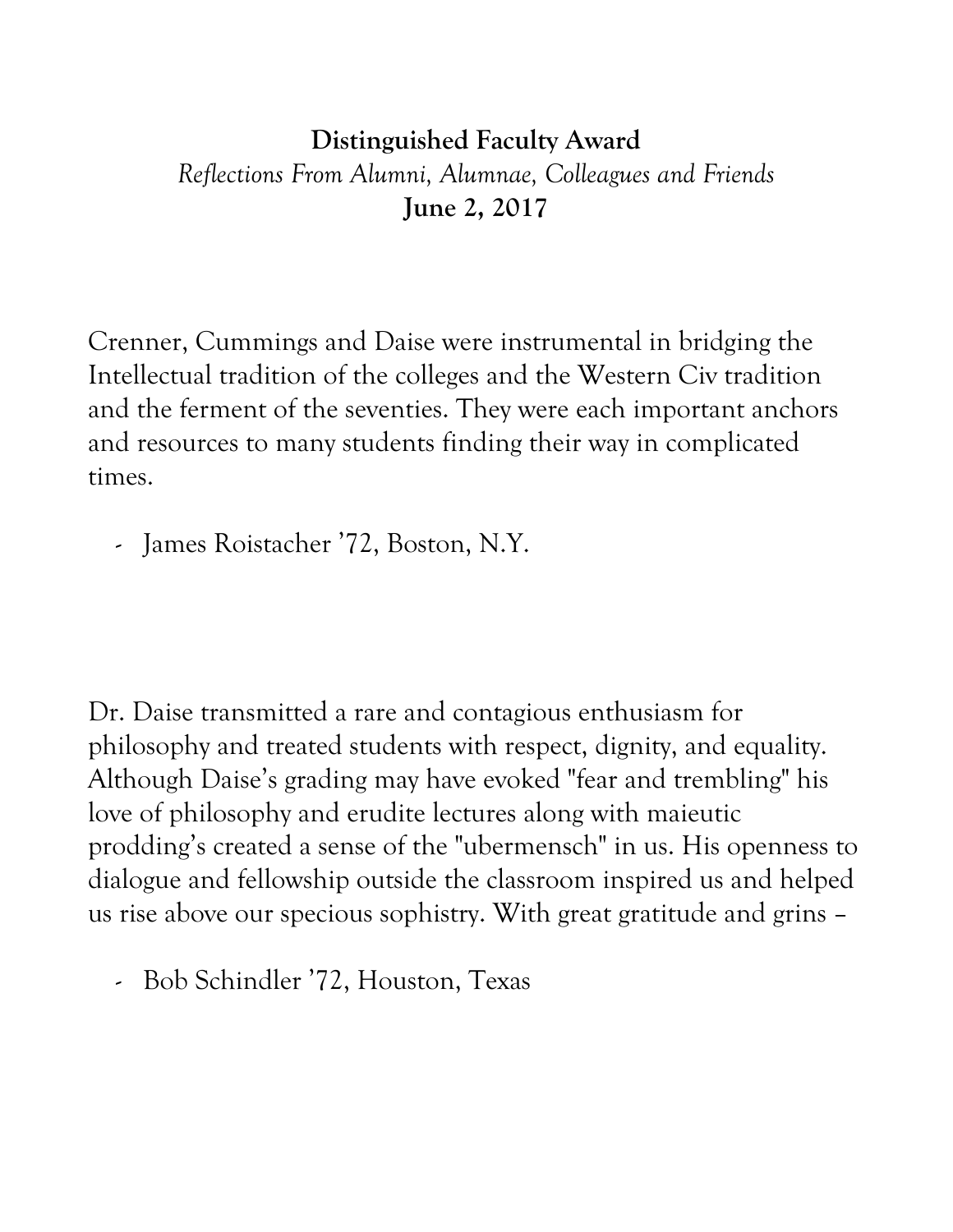**Distinguished Faculty Award**

*Reflections From Alumni, Alumnae, Colleagues and Friends*

**June 2, 2017**

Crenner, Cummings and Daise were instrumental in bridging the Intellectual tradition of the colleges and the Western Civ tradition and the ferment of the seventies. They were each important anchors and resources to many students finding their way in complicated times.

- James Roistacher '72, Boston, N.Y.

Dr. Daise transmitted a rare and contagious enthusiasm for philosophy and treated students with respect, dignity, and equality. Although Daise's grading may have evoked "fear and trembling" his love of philosophy and erudite lectures along with maieutic prodding's created a sense of the "ubermensch" in us. His openness to dialogue and fellowship outside the classroom inspired us and helped us rise above our specious sophistry. With great gratitude and grins –

- Bob Schindler '72, Houston, Texas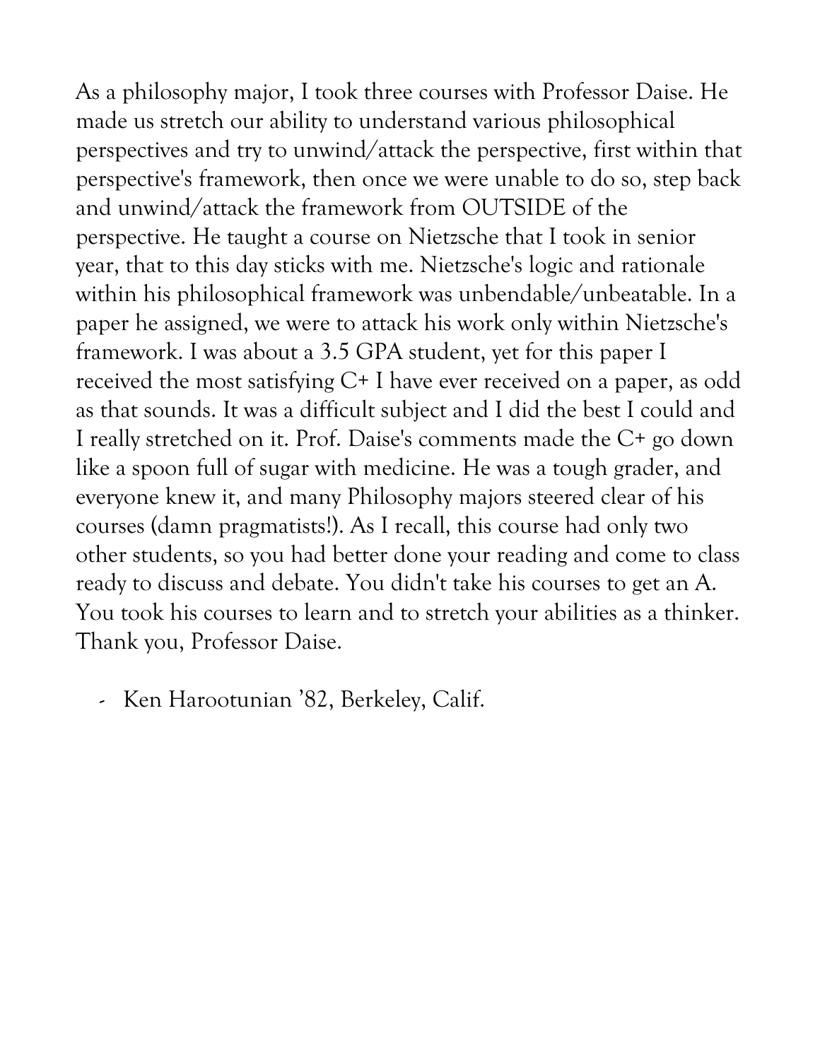As a philosophy major, I took three courses with Professor Daise. He made us stretch our ability to understand various philosophical perspectives and try to unwind/attack the perspective, first within that perspective's framework, then once we were unable to do so, step back and unwind/attack the framework from OUTSIDE of the perspective. He taught a course on Nietzsche that I took in senior year, that to this day sticks with me. Nietzsche's logic and rationale within his philosophical framework was unbendable/unbeatable. In a paper he assigned, we were to attack his work only within Nietzsche's framework. I was about a 3.5 GPA student, yet for this paper I received the most satisfying C+ I have ever received on a paper, as odd as that sounds. It was a difficult subject and I did the best I could and I really stretched on it. Prof. Daise's comments made the C+ go down like a spoon full of sugar with medicine. He was a tough grader, and everyone knew it, and many Philosophy majors steered clear of his courses (damn pragmatists!). As I recall, this course had only two other students, so you had better done your reading and come to class ready to discuss and debate. You didn't take his courses to get an A. You took his courses to learn and to stretch your abilities as a thinker. Thank you, Professor Daise.

- Ken Harootunian '82, Berkeley, Calif.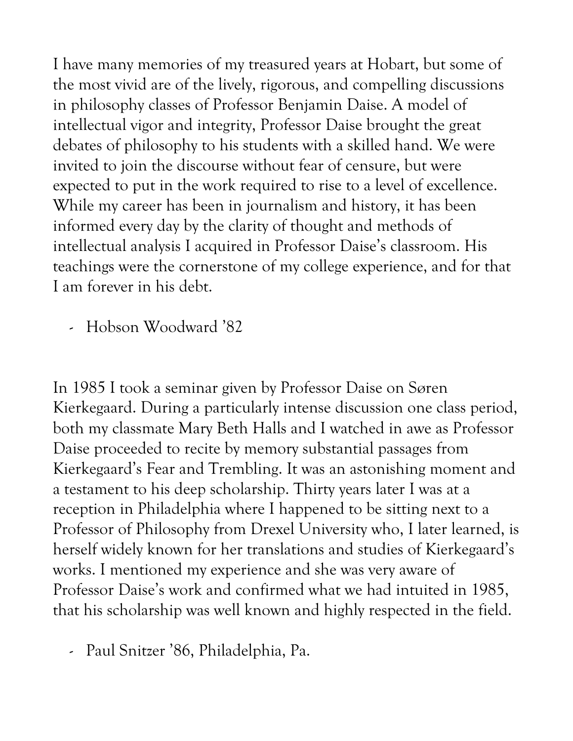I have many memories of my treasured years at Hobart, but some of the most vivid are of the lively, rigorous, and compelling discussions in philosophy classes of Professor Benjamin Daise. A model of intellectual vigor and integrity, Professor Daise brought the great debates of philosophy to his students with a skilled hand. We were invited to join the discourse without fear of censure, but were expected to put in the work required to rise to a level of excellence. While my career has been in journalism and history, it has been informed every day by the clarity of thought and methods of intellectual analysis I acquired in Professor Daise's classroom. His teachings were the cornerstone of my college experience, and for that I am forever in his debt.

- Hobson Woodward '82

In 1985 I took a seminar given by Professor Daise on Søren Kierkegaard. During a particularly intense discussion one class period, both my classmate Mary Beth Halls and I watched in awe as Professor Daise proceeded to recite by memory substantial passages from Kierkegaard's Fear and Trembling. It was an astonishing moment and a testament to his deep scholarship. Thirty years later I was at a reception in Philadelphia where I happened to be sitting next to a Professor of Philosophy from Drexel University who, I later learned, is herself widely known for her translations and studies of Kierkegaard's works. I mentioned my experience and she was very aware of Professor Daise's work and confirmed what we had intuited in 1985, that his scholarship was well known and highly respected in the field.

- Paul Snitzer '86, Philadelphia, Pa.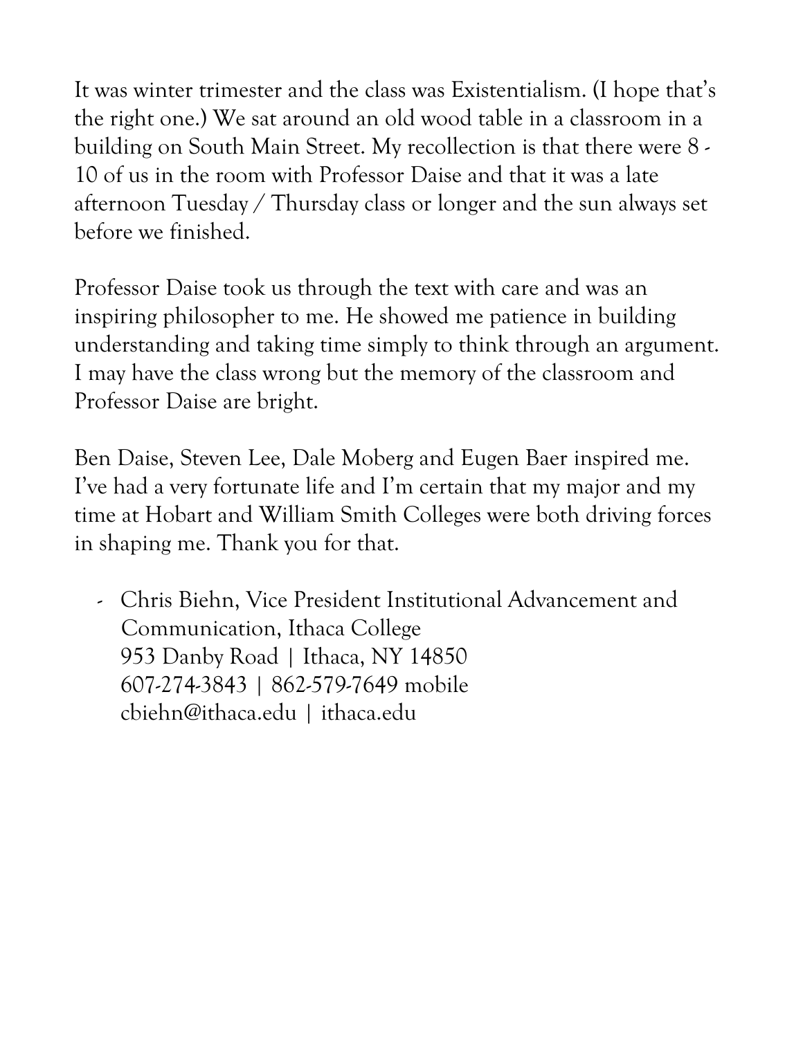It was winter trimester and the class was Existentialism. (I hope that's the right one.) We sat around an old wood table in a classroom in a building on South Main Street. My recollection is that there were 8 - 10 of us in the room with Professor Daise and that it was a late afternoon Tuesday / Thursday class or longer and the sun always set before we finished.

Professor Daise took us through the text with care and was an inspiring philosopher to me. He showed me patience in building understanding and taking time simply to think through an argument. I may have the class wrong but the memory of the classroom and Professor Daise are bright.

Ben Daise, Steven Lee, Dale Moberg and Eugen Baer inspired me. I've had a very fortunate life and I'm certain that my major and my time at Hobart and William Smith Colleges were both driving forces in shaping me. Thank you for that.

- Chris Biehn, Vice President Institutional Advancement and Communication, Ithaca College
  953 Danby Road | Ithaca, NY 14850
  607-274-3843 | 862-579-7649 mobile
  cbiehn@ithaca.edu | ithaca.edu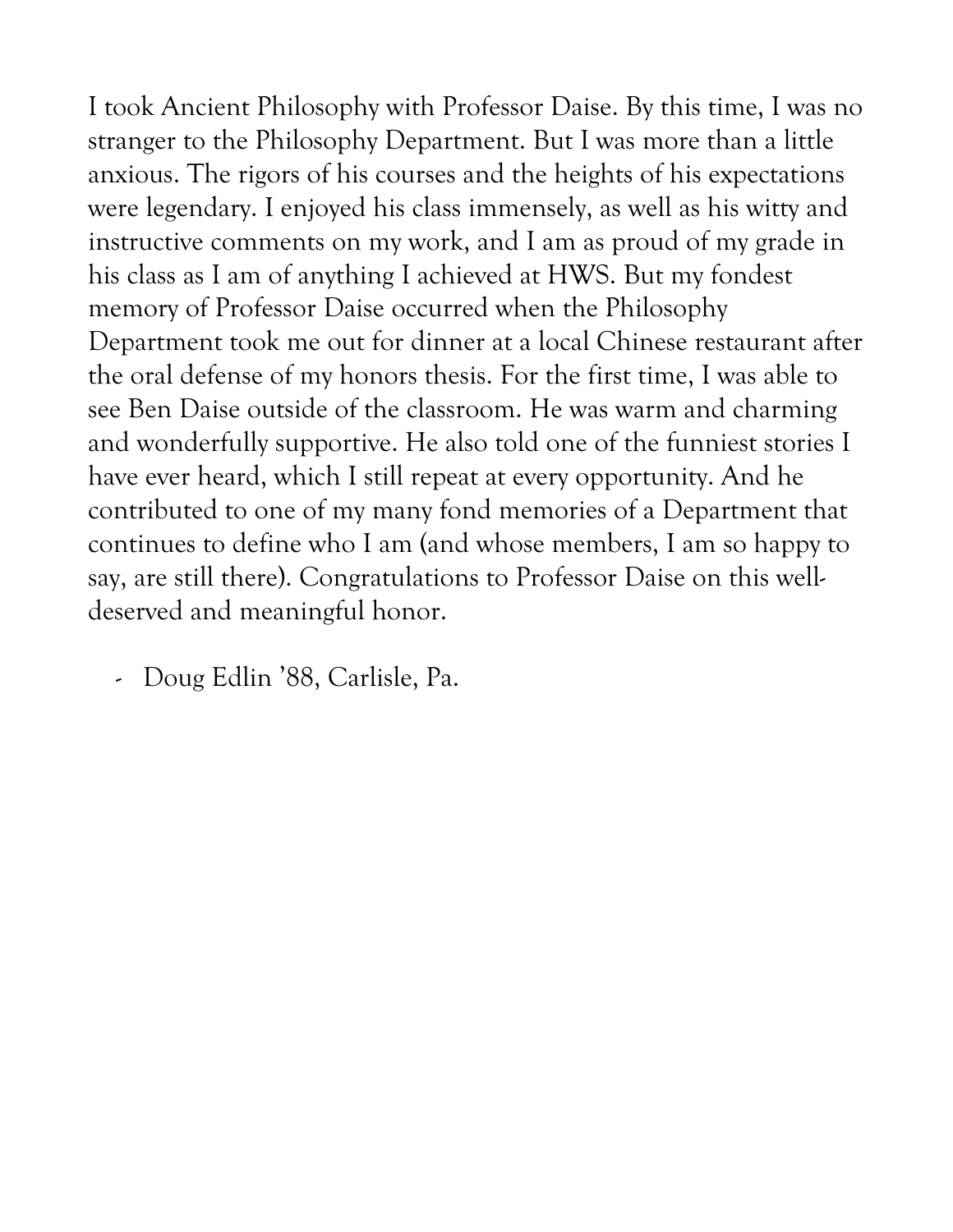I took Ancient Philosophy with Professor Daise. By this time, I was no stranger to the Philosophy Department. But I was more than a little anxious. The rigors of his courses and the heights of his expectations were legendary. I enjoyed his class immensely, as well as his witty and instructive comments on my work, and I am as proud of my grade in his class as I am of anything I achieved at HWS. But my fondest memory of Professor Daise occurred when the Philosophy Department took me out for dinner at a local Chinese restaurant after the oral defense of my honors thesis. For the first time, I was able to see Ben Daise outside of the classroom. He was warm and charming and wonderfully supportive. He also told one of the funniest stories I have ever heard, which I still repeat at every opportunity. And he contributed to one of my many fond memories of a Department that continues to define who I am (and whose members, I am so happy to say, are still there). Congratulations to Professor Daise on this well-deserved and meaningful honor.

- Doug Edlin '88, Carlisle, Pa.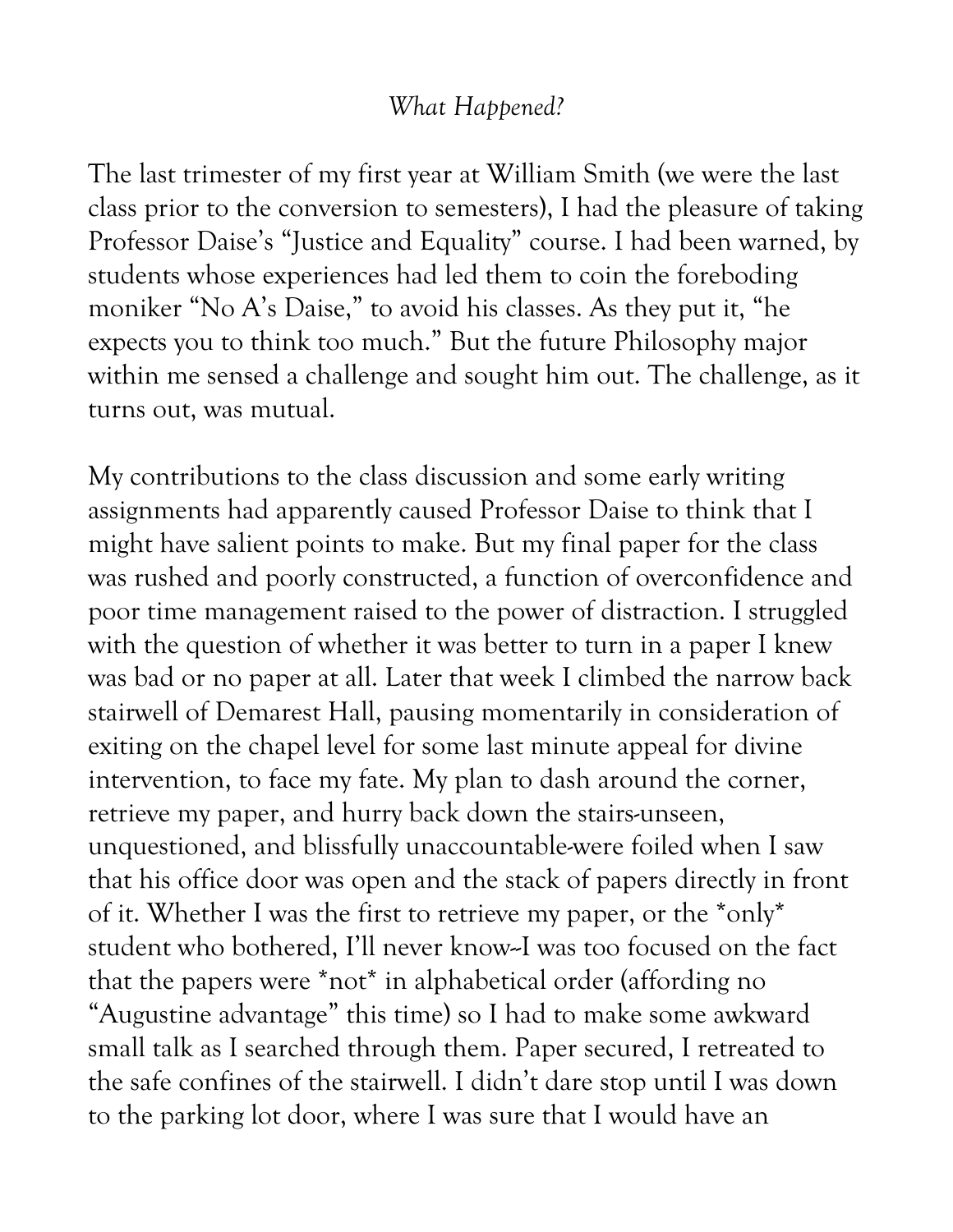*What Happened?*

The last trimester of my first year at William Smith (we were the last class prior to the conversion to semesters), I had the pleasure of taking Professor Daise's "Justice and Equality" course. I had been warned, by students whose experiences had led them to coin the foreboding moniker "No A's Daise," to avoid his classes. As they put it, "he expects you to think too much." But the future Philosophy major within me sensed a challenge and sought him out. The challenge, as it turns out, was mutual.

My contributions to the class discussion and some early writing assignments had apparently caused Professor Daise to think that I might have salient points to make. But my final paper for the class was rushed and poorly constructed, a function of overconfidence and poor time management raised to the power of distraction. I struggled with the question of whether it was better to turn in a paper I knew was bad or no paper at all. Later that week I climbed the narrow back stairwell of Demarest Hall, pausing momentarily in consideration of exiting on the chapel level for some last minute appeal for divine intervention, to face my fate. My plan to dash around the corner, retrieve my paper, and hurry back down the stairs-unseen, unquestioned, and blissfully unaccountable-were foiled when I saw that his office door was open and the stack of papers directly in front of it. Whether I was the first to retrieve my paper, or the *only* student who bothered, I'll never know--I was too focused on the fact that the papers were *not* in alphabetical order (affording no "Augustine advantage" this time) so I had to make some awkward small talk as I searched through them. Paper secured, I retreated to the safe confines of the stairwell. I didn't dare stop until I was down to the parking lot door, where I was sure that I would have an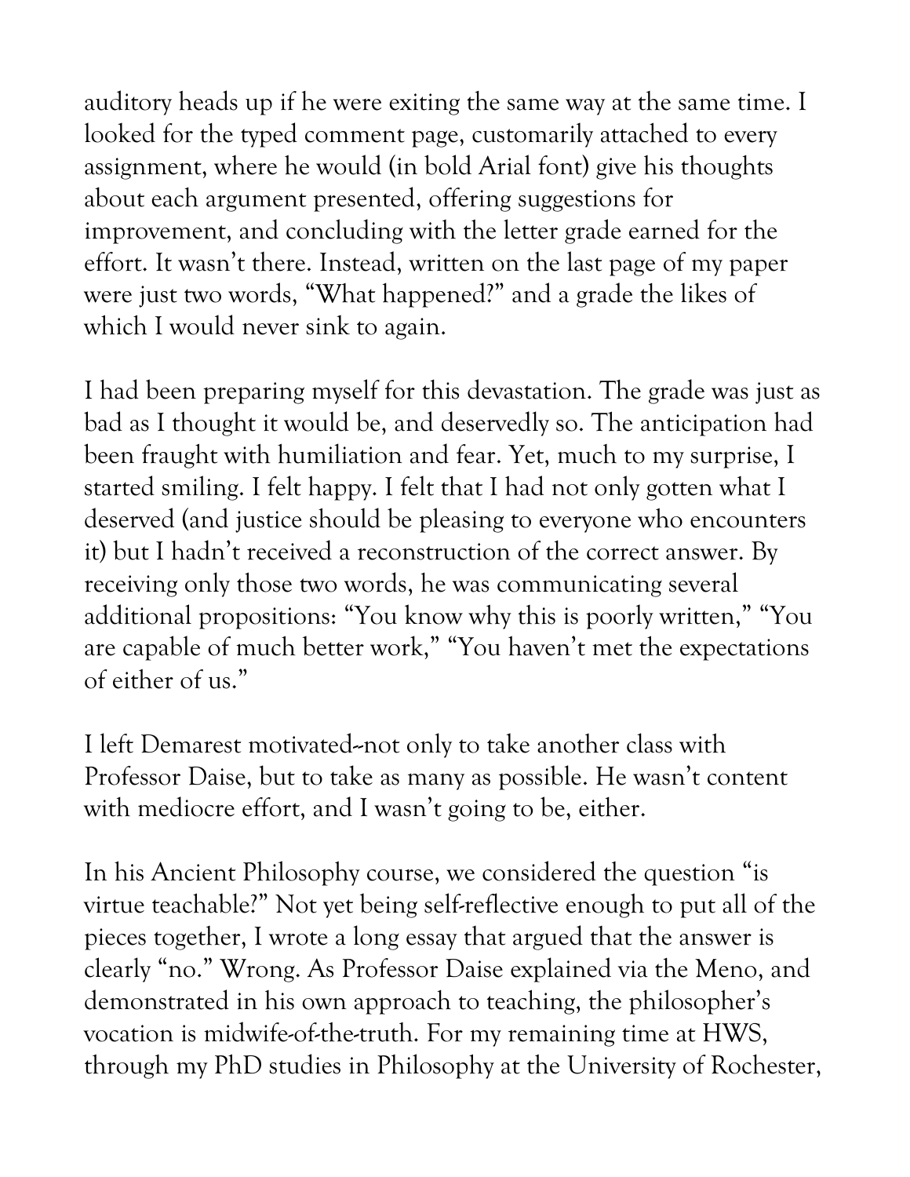auditory heads up if he were exiting the same way at the same time. I looked for the typed comment page, customarily attached to every assignment, where he would (in bold Arial font) give his thoughts about each argument presented, offering suggestions for improvement, and concluding with the letter grade earned for the effort. It wasn't there. Instead, written on the last page of my paper were just two words, "What happened?" and a grade the likes of which I would never sink to again.

I had been preparing myself for this devastation. The grade was just as bad as I thought it would be, and deservedly so. The anticipation had been fraught with humiliation and fear. Yet, much to my surprise, I started smiling. I felt happy. I felt that I had not only gotten what I deserved (and justice should be pleasing to everyone who encounters it) but I hadn't received a reconstruction of the correct answer. By receiving only those two words, he was communicating several additional propositions: "You know why this is poorly written," "You are capable of much better work," "You haven't met the expectations of either of us."

I left Demarest motivated--not only to take another class with Professor Daise, but to take as many as possible. He wasn't content with mediocre effort, and I wasn't going to be, either.

In his Ancient Philosophy course, we considered the question "is virtue teachable?" Not yet being self-reflective enough to put all of the pieces together, I wrote a long essay that argued that the answer is clearly "no." Wrong. As Professor Daise explained via the Meno, and demonstrated in his own approach to teaching, the philosopher's vocation is midwife-of-the-truth. For my remaining time at HWS, through my PhD studies in Philosophy at the University of Rochester,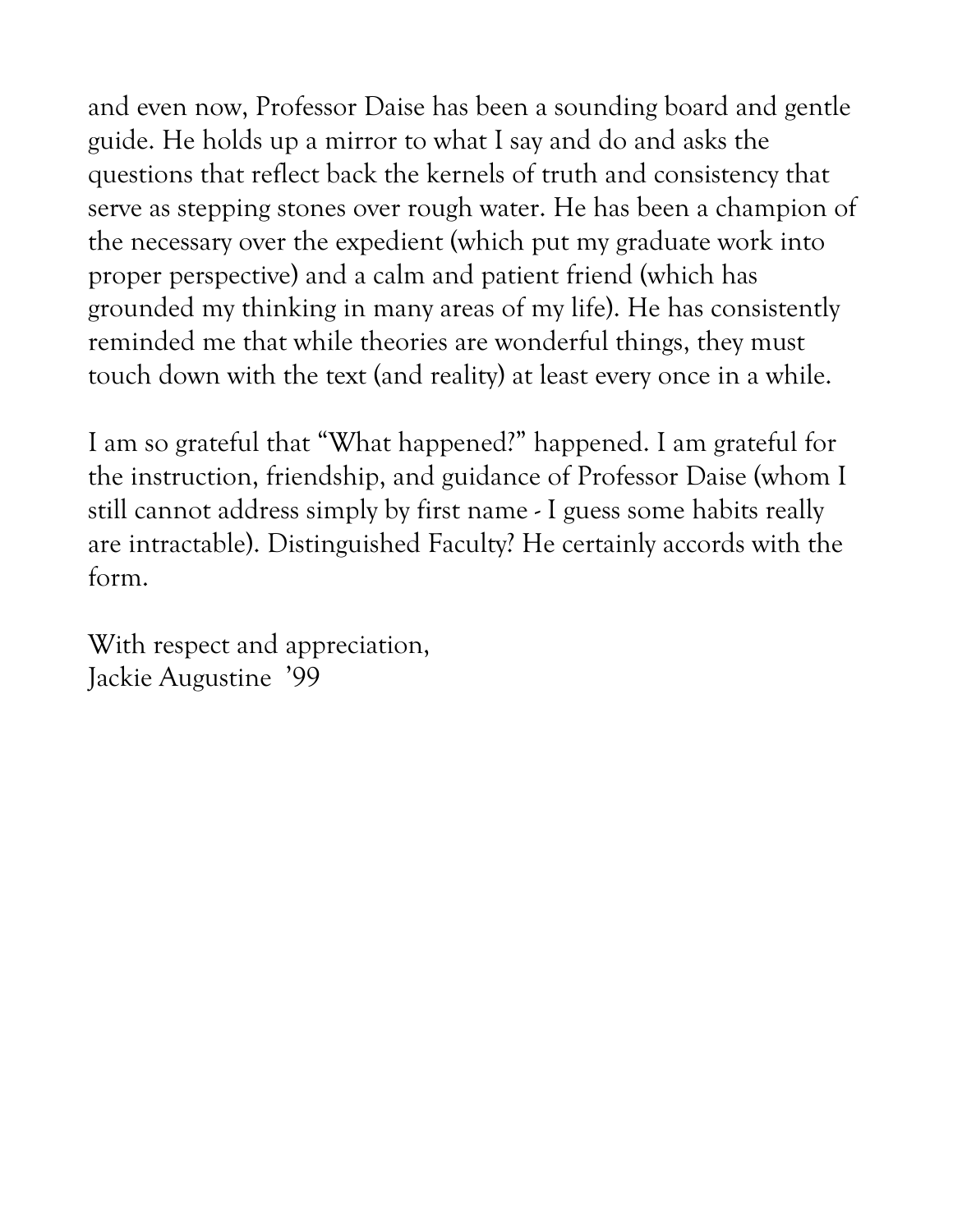and even now, Professor Daise has been a sounding board and gentle guide. He holds up a mirror to what I say and do and asks the questions that reflect back the kernels of truth and consistency that serve as stepping stones over rough water. He has been a champion of the necessary over the expedient (which put my graduate work into proper perspective) and a calm and patient friend (which has grounded my thinking in many areas of my life). He has consistently reminded me that while theories are wonderful things, they must touch down with the text (and reality) at least every once in a while.

I am so grateful that "What happened?" happened. I am grateful for the instruction, friendship, and guidance of Professor Daise (whom I still cannot address simply by first name - I guess some habits really are intractable). Distinguished Faculty? He certainly accords with the form.

With respect and appreciation,
Jackie Augustine '99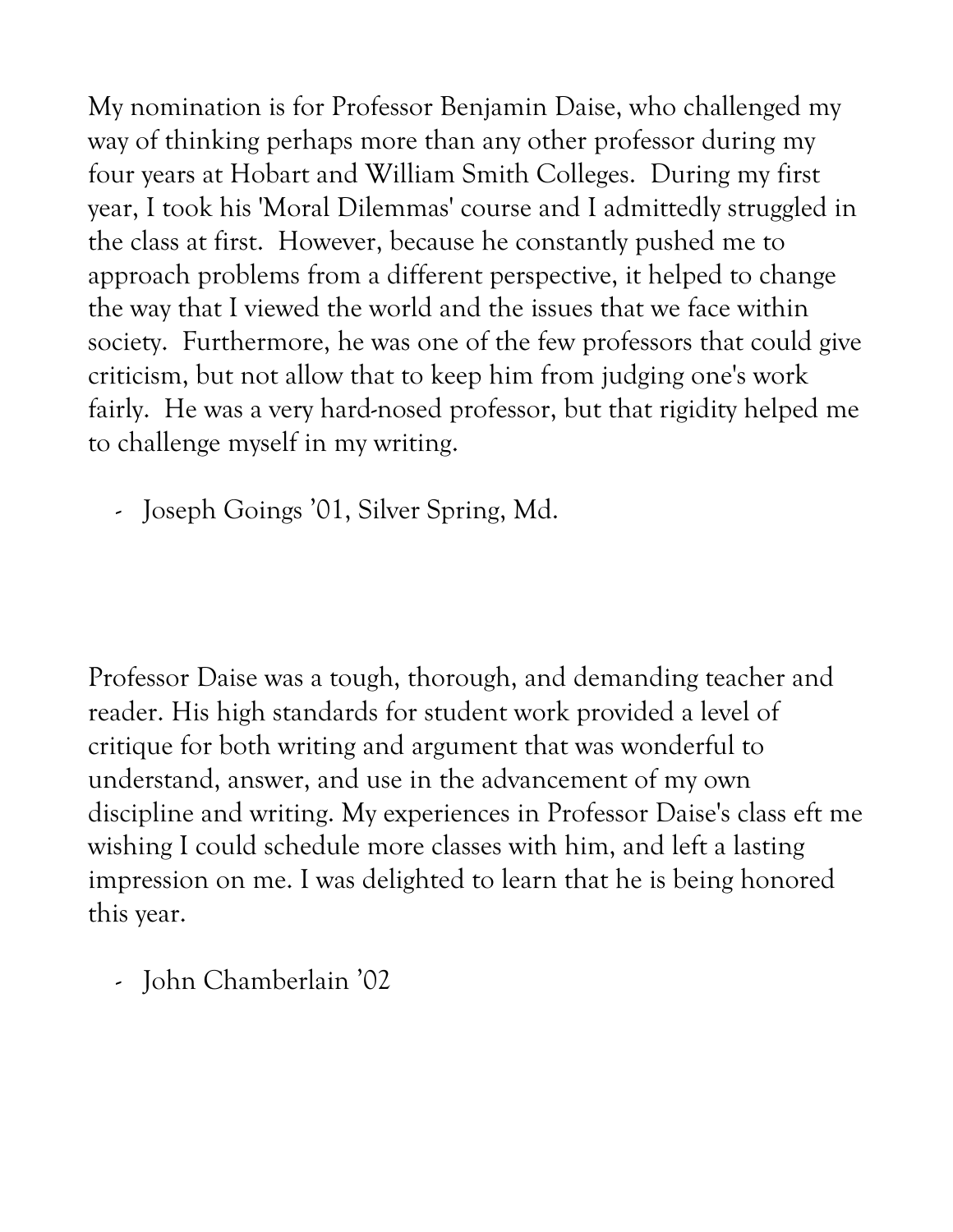My nomination is for Professor Benjamin Daise, who challenged my way of thinking perhaps more than any other professor during my four years at Hobart and William Smith Colleges. During my first year, I took his 'Moral Dilemmas' course and I admittedly struggled in the class at first. However, because he constantly pushed me to approach problems from a different perspective, it helped to change the way that I viewed the world and the issues that we face within society. Furthermore, he was one of the few professors that could give criticism, but not allow that to keep him from judging one's work fairly. He was a very hard-nosed professor, but that rigidity helped me to challenge myself in my writing.

- Joseph Goings '01, Silver Spring, Md.

Professor Daise was a tough, thorough, and demanding teacher and reader. His high standards for student work provided a level of critique for both writing and argument that was wonderful to understand, answer, and use in the advancement of my own discipline and writing. My experiences in Professor Daise's class eft me wishing I could schedule more classes with him, and left a lasting impression on me. I was delighted to learn that he is being honored this year.

- John Chamberlain '02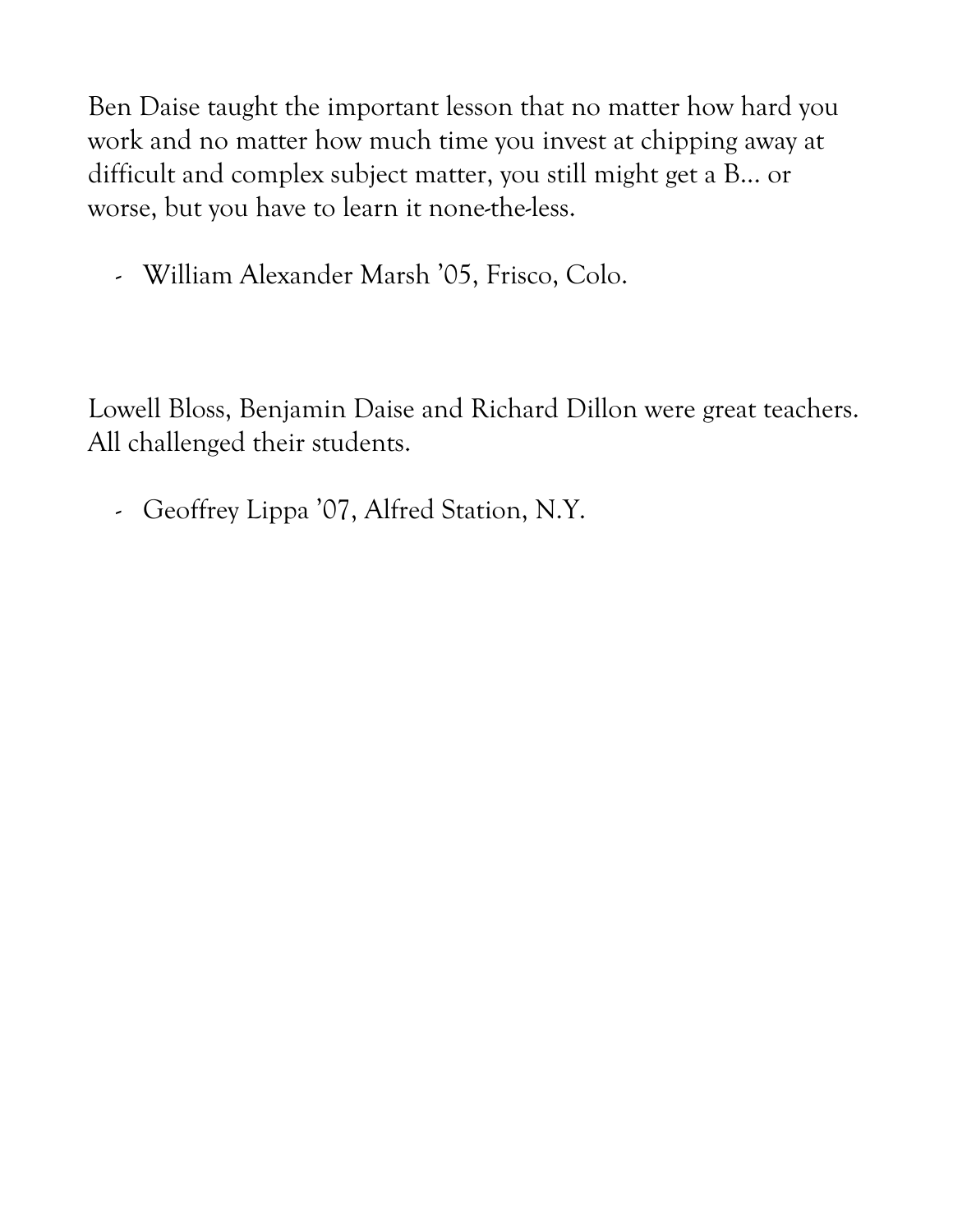Ben Daise taught the important lesson that no matter how hard you work and no matter how much time you invest at chipping away at difficult and complex subject matter, you still might get a B… or worse, but you have to learn it none-the-less.

- William Alexander Marsh ’05, Frisco, Colo.

Lowell Bloss, Benjamin Daise and Richard Dillon were great teachers. All challenged their students.

- Geoffrey Lippa ’07, Alfred Station, N.Y.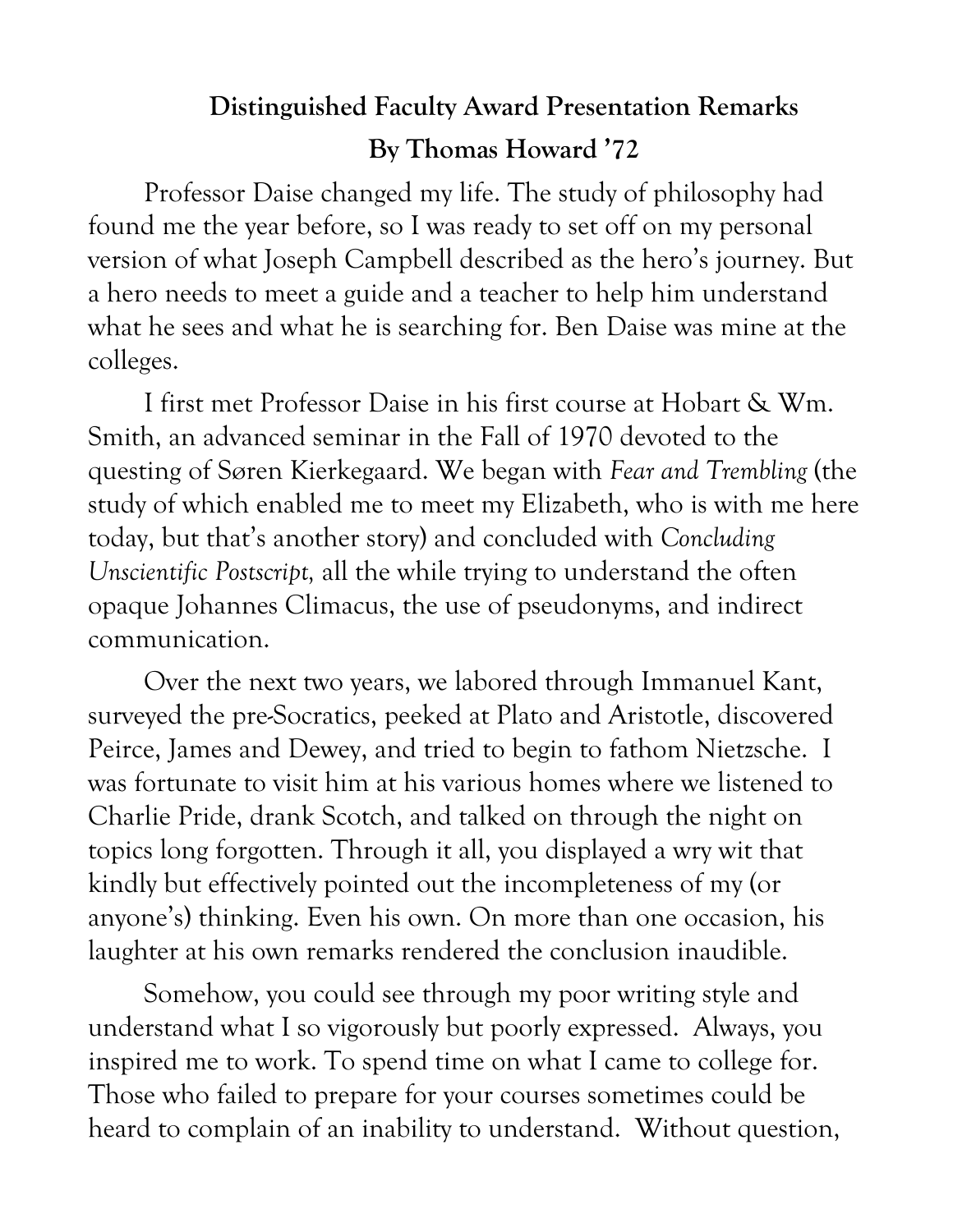## Distinguished Faculty Award Presentation Remarks

## By Thomas Howard '72

Professor Daise changed my life. The study of philosophy had found me the year before, so I was ready to set off on my personal version of what Joseph Campbell described as the hero's journey. But a hero needs to meet a guide and a teacher to help him understand what he sees and what he is searching for. Ben Daise was mine at the colleges.

I first met Professor Daise in his first course at Hobart & Wm. Smith, an advanced seminar in the Fall of 1970 devoted to the questing of Søren Kierkegaard. We began with *Fear and Trembling* (the study of which enabled me to meet my Elizabeth, who is with me here today, but that's another story) and concluded with *Concluding Unscientific Postscript,* all the while trying to understand the often opaque Johannes Climacus, the use of pseudonyms, and indirect communication.

Over the next two years, we labored through Immanuel Kant, surveyed the pre-Socratics, peeked at Plato and Aristotle, discovered Peirce, James and Dewey, and tried to begin to fathom Nietzsche. I was fortunate to visit him at his various homes where we listened to Charlie Pride, drank Scotch, and talked on through the night on topics long forgotten. Through it all, you displayed a wry wit that kindly but effectively pointed out the incompleteness of my (or anyone's) thinking. Even his own. On more than one occasion, his laughter at his own remarks rendered the conclusion inaudible.

Somehow, you could see through my poor writing style and understand what I so vigorously but poorly expressed. Always, you inspired me to work. To spend time on what I came to college for. Those who failed to prepare for your courses sometimes could be heard to complain of an inability to understand. Without question,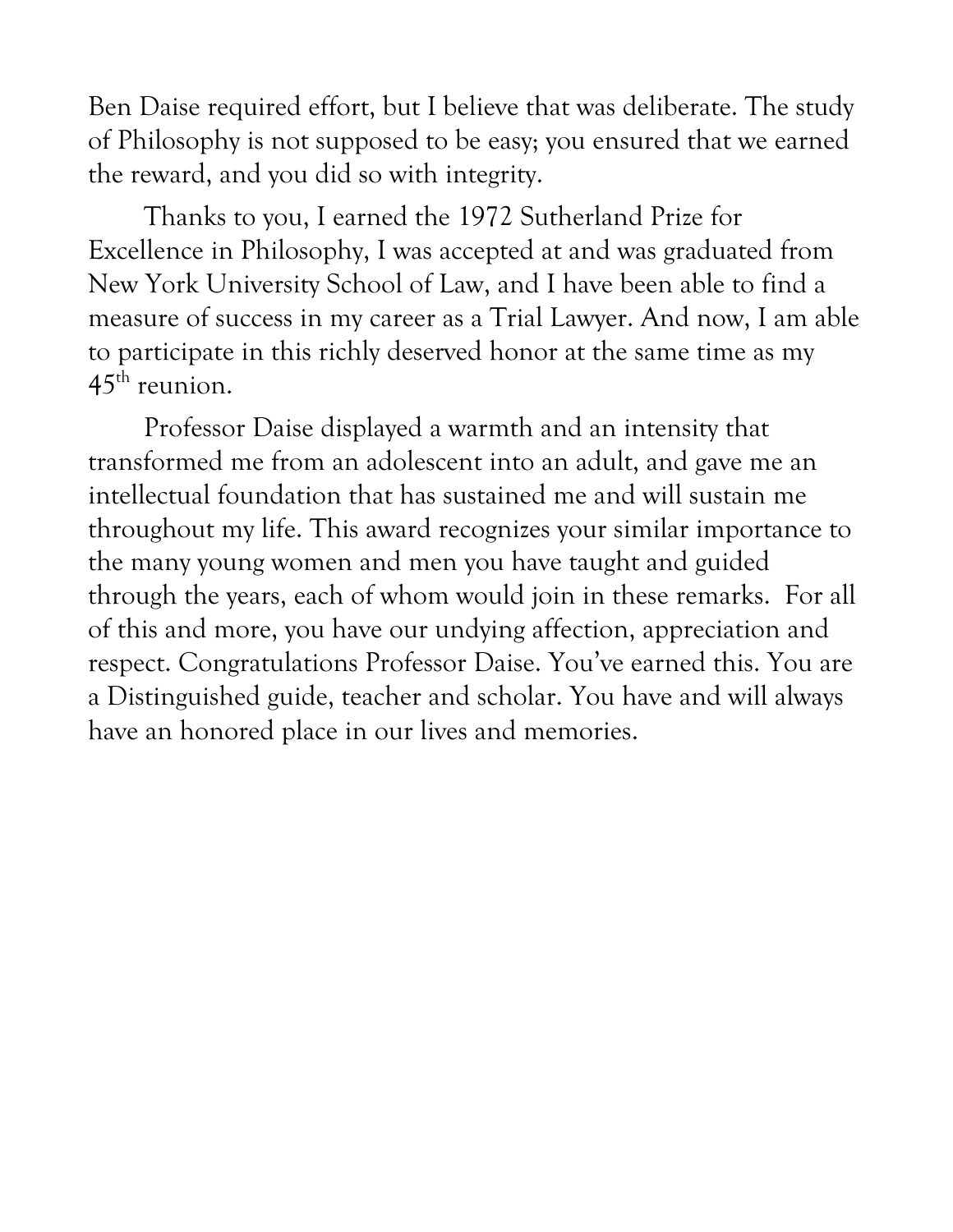Ben Daise required effort, but I believe that was deliberate. The study of Philosophy is not supposed to be easy; you ensured that we earned the reward, and you did so with integrity.

Thanks to you, I earned the 1972 Sutherland Prize for Excellence in Philosophy, I was accepted at and was graduated from New York University School of Law, and I have been able to find a measure of success in my career as a Trial Lawyer. And now, I am able to participate in this richly deserved honor at the same time as my 45th reunion.

Professor Daise displayed a warmth and an intensity that transformed me from an adolescent into an adult, and gave me an intellectual foundation that has sustained me and will sustain me throughout my life. This award recognizes your similar importance to the many young women and men you have taught and guided through the years, each of whom would join in these remarks. For all of this and more, you have our undying affection, appreciation and respect. Congratulations Professor Daise. You've earned this. You are a Distinguished guide, teacher and scholar. You have and will always have an honored place in our lives and memories.